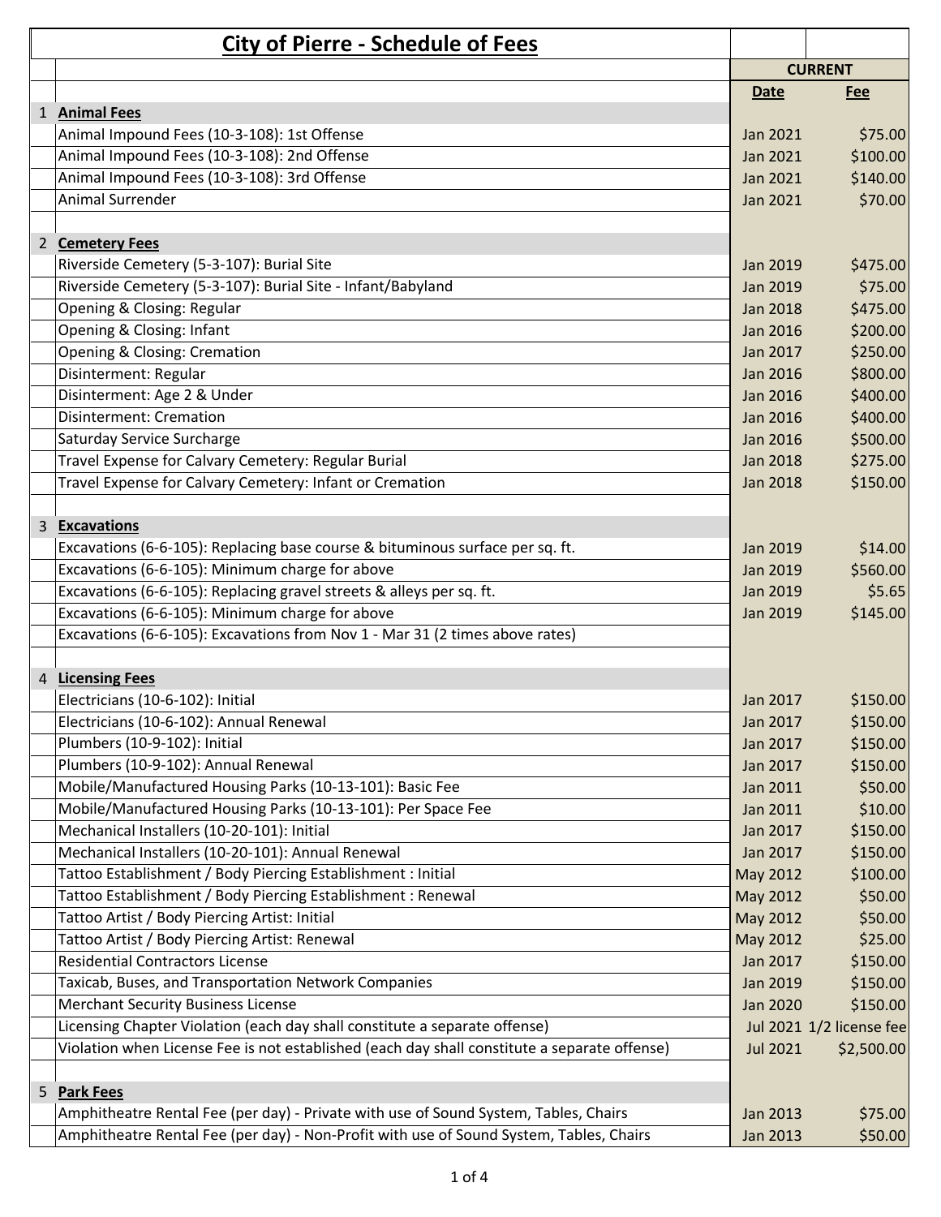# City of Pierre - Schedule of Fees

| | | CURRENT | |
|---|---|---|---|
| | | **Date** | **Fee** |
| 1 | **Animal Fees** | | |
| | Animal Impound Fees (10-3-108): 1st Offense | Jan 2021 | $75.00 |
| | Animal Impound Fees (10-3-108): 2nd Offense | Jan 2021 | $100.00 |
| | Animal Impound Fees (10-3-108): 3rd Offense | Jan 2021 | $140.00 |
| | Animal Surrender | Jan 2021 | $70.00 |
| | | | |
| 2 | **Cemetery Fees** | | |
| | Riverside Cemetery (5-3-107): Burial Site | Jan 2019 | $475.00 |
| | Riverside Cemetery (5-3-107): Burial Site - Infant/Babyland | Jan 2019 | $75.00 |
| | Opening & Closing: Regular | Jan 2018 | $475.00 |
| | Opening & Closing: Infant | Jan 2016 | $200.00 |
| | Opening & Closing: Cremation | Jan 2017 | $250.00 |
| | Disinterment: Regular | Jan 2016 | $800.00 |
| | Disinterment: Age 2 & Under | Jan 2016 | $400.00 |
| | Disinterment: Cremation | Jan 2016 | $400.00 |
| | Saturday Service Surcharge | Jan 2016 | $500.00 |
| | Travel Expense for Calvary Cemetery: Regular Burial | Jan 2018 | $275.00 |
| | Travel Expense for Calvary Cemetery: Infant or Cremation | Jan 2018 | $150.00 |
| | | | |
| 3 | **Excavations** | | |
| | Excavations (6-6-105): Replacing base course & bituminous surface per sq. ft. | Jan 2019 | $14.00 |
| | Excavations (6-6-105): Minimum charge for above | Jan 2019 | $560.00 |
| | Excavations (6-6-105): Replacing gravel streets & alleys per sq. ft. | Jan 2019 | $5.65 |
| | Excavations (6-6-105): Minimum charge for above | Jan 2019 | $145.00 |
| | Excavations (6-6-105): Excavations from Nov 1 - Mar 31 (2 times above rates) | | |
| | | | |
| 4 | **Licensing Fees** | | |
| | Electricians (10-6-102): Initial | Jan 2017 | $150.00 |
| | Electricians (10-6-102): Annual Renewal | Jan 2017 | $150.00 |
| | Plumbers (10-9-102): Initial | Jan 2017 | $150.00 |
| | Plumbers (10-9-102): Annual Renewal | Jan 2017 | $150.00 |
| | Mobile/Manufactured Housing Parks (10-13-101): Basic Fee | Jan 2011 | $50.00 |
| | Mobile/Manufactured Housing Parks (10-13-101): Per Space Fee | Jan 2011 | $10.00 |
| | Mechanical Installers (10-20-101): Initial | Jan 2017 | $150.00 |
| | Mechanical Installers (10-20-101): Annual Renewal | Jan 2017 | $150.00 |
| | Tattoo Establishment / Body Piercing Establishment : Initial | May 2012 | $100.00 |
| | Tattoo Establishment / Body Piercing Establishment : Renewal | May 2012 | $50.00 |
| | Tattoo Artist / Body Piercing Artist: Initial | May 2012 | $50.00 |
| | Tattoo Artist / Body Piercing Artist: Renewal | May 2012 | $25.00 |
| | Residential Contractors License | Jan 2017 | $150.00 |
| | Taxicab, Buses, and Transportation Network Companies | Jan 2019 | $150.00 |
| | Merchant Security Business License | Jan 2020 | $150.00 |
| | Licensing Chapter Violation (each day shall constitute a separate offense) | Jul 2021 | 1/2 license fee |
| | Violation when License Fee is not established (each day shall constitute a separate offense) | Jul 2021 | $2,500.00 |
| | | | |
| 5 | **Park Fees** | | |
| | Amphitheatre Rental Fee (per day) - Private with use of Sound System, Tables, Chairs | Jan 2013 | $75.00 |
| | Amphitheatre Rental Fee (per day) - Non-Profit with use of Sound System, Tables, Chairs | Jan 2013 | $50.00 |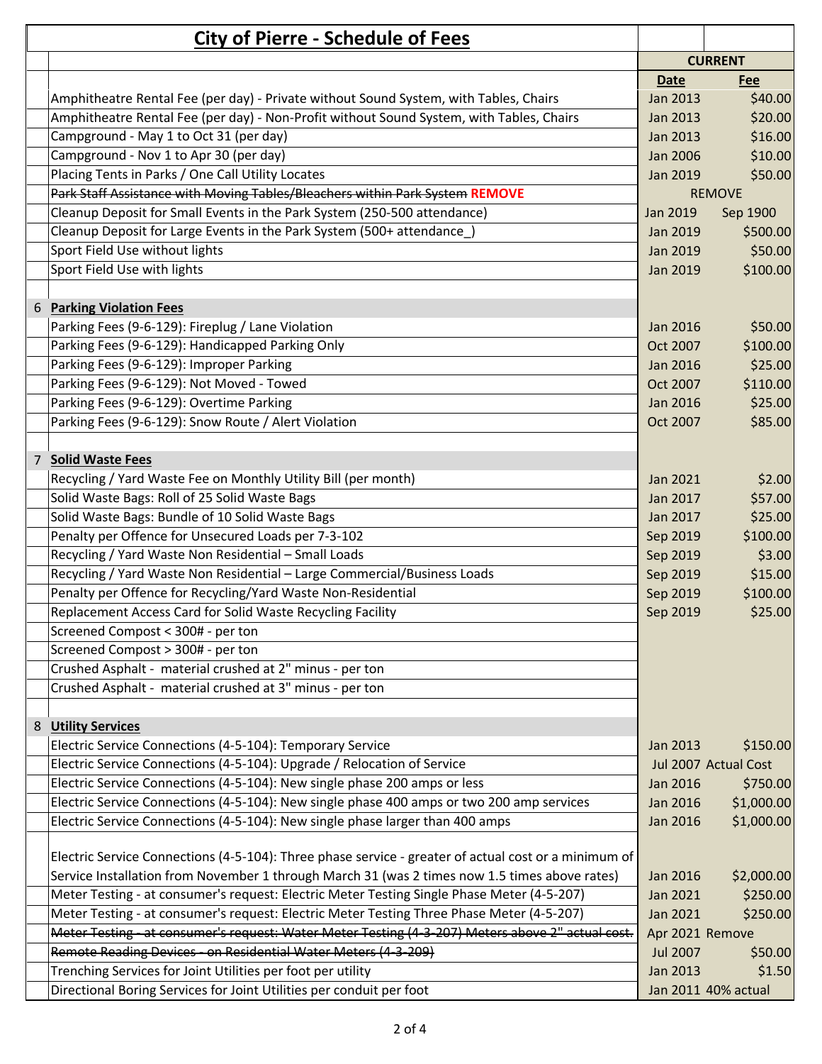# City of Pierre - Schedule of Fees

| | | CURRENT | |
|---|---|---|---|
| | | **Date** | **Fee** |
| | Amphitheatre Rental Fee (per day) - Private without Sound System, with Tables, Chairs | Jan 2013 | $40.00 |
| | Amphitheatre Rental Fee (per day) - Non-Profit without Sound System, with Tables, Chairs | Jan 2013 | $20.00 |
| | Campground - May 1 to Oct 31 (per day) | Jan 2013 | $16.00 |
| | Campground - Nov 1 to Apr 30 (per day) | Jan 2006 | $10.00 |
| | Placing Tents in Parks / One Call Utility Locates | Jan 2019 | $50.00 |
| | ~~Park Staff Assistance with Moving Tables/Bleachers within Park System~~ **REMOVE** | REMOVE | |
| | Cleanup Deposit for Small Events in the Park System (250-500 attendance) | Jan 2019 | Sep 1900 |
| | Cleanup Deposit for Large Events in the Park System (500+ attendance_) | Jan 2019 | $500.00 |
| | Sport Field Use without lights | Jan 2019 | $50.00 |
| | Sport Field Use with lights | Jan 2019 | $100.00 |
| | | | |
| 6 | **Parking Violation Fees** | | |
| | Parking Fees (9-6-129): Fireplug / Lane Violation | Jan 2016 | $50.00 |
| | Parking Fees (9-6-129): Handicapped Parking Only | Oct 2007 | $100.00 |
| | Parking Fees (9-6-129): Improper Parking | Jan 2016 | $25.00 |
| | Parking Fees (9-6-129): Not Moved - Towed | Oct 2007 | $110.00 |
| | Parking Fees (9-6-129): Overtime Parking | Jan 2016 | $25.00 |
| | Parking Fees (9-6-129): Snow Route / Alert Violation | Oct 2007 | $85.00 |
| | | | |
| 7 | **Solid Waste Fees** | | |
| | Recycling / Yard Waste Fee on Monthly Utility Bill (per month) | Jan 2021 | $2.00 |
| | Solid Waste Bags: Roll of 25 Solid Waste Bags | Jan 2017 | $57.00 |
| | Solid Waste Bags: Bundle of 10 Solid Waste Bags | Jan 2017 | $25.00 |
| | Penalty per Offence for Unsecured Loads per 7-3-102 | Sep 2019 | $100.00 |
| | Recycling / Yard Waste Non Residential – Small Loads | Sep 2019 | $3.00 |
| | Recycling / Yard Waste Non Residential – Large Commercial/Business Loads | Sep 2019 | $15.00 |
| | Penalty per Offence for Recycling/Yard Waste Non-Residential | Sep 2019 | $100.00 |
| | Replacement Access Card for Solid Waste Recycling Facility | Sep 2019 | $25.00 |
| | Screened Compost < 300# - per ton | | |
| | Screened Compost > 300# - per ton | | |
| | Crushed Asphalt - material crushed at 2" minus - per ton | | |
| | Crushed Asphalt - material crushed at 3" minus - per ton | | |
| | | | |
| 8 | **Utility Services** | | |
| | Electric Service Connections (4-5-104): Temporary Service | Jan 2013 | $150.00 |
| | Electric Service Connections (4-5-104): Upgrade / Relocation of Service | Jul 2007 | Actual Cost |
| | Electric Service Connections (4-5-104): New single phase 200 amps or less | Jan 2016 | $750.00 |
| | Electric Service Connections (4-5-104): New single phase 400 amps or two 200 amp services | Jan 2016 | $1,000.00 |
| | Electric Service Connections (4-5-104): New single phase larger than 400 amps | Jan 2016 | $1,000.00 |
| | Electric Service Connections (4-5-104): Three phase service - greater of actual cost or a minimum of Service Installation from November 1 through March 31 (was 2 times now 1.5 times above rates) | Jan 2016 | $2,000.00 |
| | Meter Testing - at consumer's request: Electric Meter Testing Single Phase Meter (4-5-207) | Jan 2021 | $250.00 |
| | Meter Testing - at consumer's request: Electric Meter Testing Three Phase Meter (4-5-207) | Jan 2021 | $250.00 |
| | ~~Meter Testing - at consumer's request: Water Meter Testing (4-3-207) Meters above 2" actual cost.~~ | Apr 2021 | Remove |
| | ~~Remote Reading Devices - on Residential Water Meters (4-3-209)~~ | Jul 2007 | $50.00 |
| | Trenching Services for Joint Utilities per foot per utility | Jan 2013 | $1.50 |
| | Directional Boring Services for Joint Utilities per conduit per foot | Jan 2011 | 40% actual |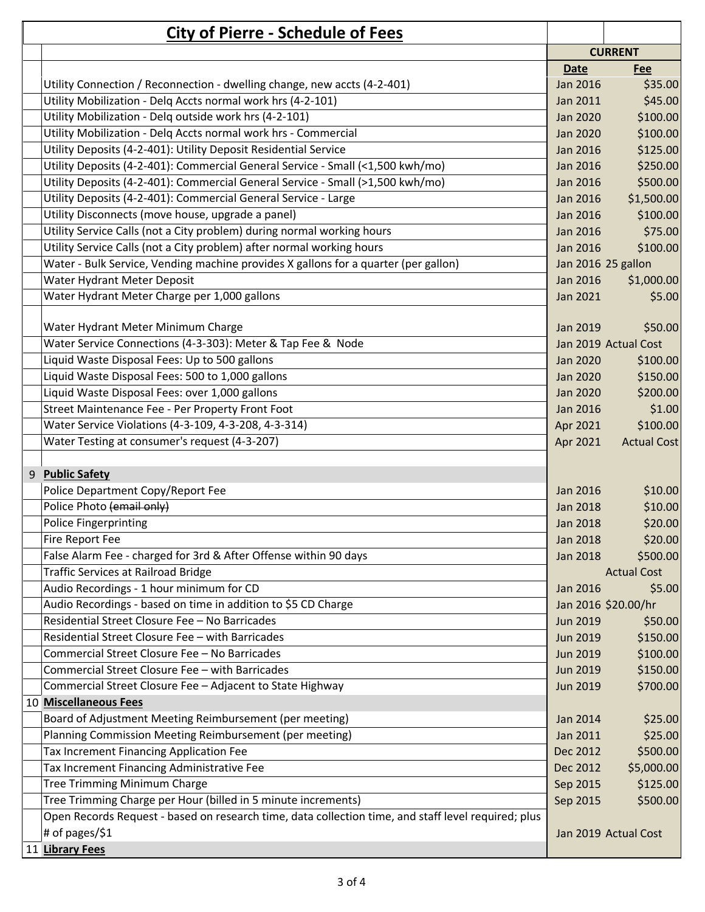# City of Pierre - Schedule of Fees

| | | CURRENT | |
|---|---|---|---|
| | | **Date** | **Fee** |
| | Utility Connection / Reconnection - dwelling change, new accts (4-2-401) | Jan 2016 | $35.00 |
| | Utility Mobilization - Delq Accts normal work hrs (4-2-101) | Jan 2011 | $45.00 |
| | Utility Mobilization - Delq outside work hrs (4-2-101) | Jan 2020 | $100.00 |
| | Utility Mobilization - Delq Accts normal work hrs - Commercial | Jan 2020 | $100.00 |
| | Utility Deposits (4-2-401): Utility Deposit Residential Service | Jan 2016 | $125.00 |
| | Utility Deposits (4-2-401): Commercial General Service - Small (<1,500 kwh/mo) | Jan 2016 | $250.00 |
| | Utility Deposits (4-2-401): Commercial General Service - Small (>1,500 kwh/mo) | Jan 2016 | $500.00 |
| | Utility Deposits (4-2-401): Commercial General Service - Large | Jan 2016 | $1,500.00 |
| | Utility Disconnects (move house, upgrade a panel) | Jan 2016 | $100.00 |
| | Utility Service Calls (not a City problem) during normal working hours | Jan 2016 | $75.00 |
| | Utility Service Calls (not a City problem) after normal working hours | Jan 2016 | $100.00 |
| | Water - Bulk Service, Vending machine provides X gallons for a quarter (per gallon) | Jan 2016 | 25 gallon |
| | Water Hydrant Meter Deposit | Jan 2016 | $1,000.00 |
| | Water Hydrant Meter Charge per 1,000 gallons | Jan 2021 | $5.00 |
| | Water Hydrant Meter Minimum Charge | Jan 2019 | $50.00 |
| | Water Service Connections (4-3-303): Meter & Tap Fee & Node | Jan 2019 | Actual Cost |
| | Liquid Waste Disposal Fees: Up to 500 gallons | Jan 2020 | $100.00 |
| | Liquid Waste Disposal Fees: 500 to 1,000 gallons | Jan 2020 | $150.00 |
| | Liquid Waste Disposal Fees: over 1,000 gallons | Jan 2020 | $200.00 |
| | Street Maintenance Fee - Per Property Front Foot | Jan 2016 | $1.00 |
| | Water Service Violations (4-3-109, 4-3-208, 4-3-314) | Apr 2021 | $100.00 |
| | Water Testing at consumer's request (4-3-207) | Apr 2021 | Actual Cost |
| | | | |
| 9 | **Public Safety** | | |
| | Police Department Copy/Report Fee | Jan 2016 | $10.00 |
| | Police Photo ~~(email only)~~ | Jan 2018 | $10.00 |
| | Police Fingerprinting | Jan 2018 | $20.00 |
| | Fire Report Fee | Jan 2018 | $20.00 |
| | False Alarm Fee - charged for 3rd & After Offense within 90 days | Jan 2018 | $500.00 |
| | Traffic Services at Railroad Bridge | | Actual Cost |
| | Audio Recordings - 1 hour minimum for CD | Jan 2016 | $5.00 |
| | Audio Recordings - based on time in addition to $5 CD Charge | Jan 2016 | $20.00/hr |
| | Residential Street Closure Fee – No Barricades | Jun 2019 | $50.00 |
| | Residential Street Closure Fee – with Barricades | Jun 2019 | $150.00 |
| | Commercial Street Closure Fee – No Barricades | Jun 2019 | $100.00 |
| | Commercial Street Closure Fee – with Barricades | Jun 2019 | $150.00 |
| | Commercial Street Closure Fee – Adjacent to State Highway | Jun 2019 | $700.00 |
| 10 | **Miscellaneous Fees** | | |
| | Board of Adjustment Meeting Reimbursement (per meeting) | Jan 2014 | $25.00 |
| | Planning Commission Meeting Reimbursement (per meeting) | Jan 2011 | $25.00 |
| | Tax Increment Financing Application Fee | Dec 2012 | $500.00 |
| | Tax Increment Financing Administrative Fee | Dec 2012 | $5,000.00 |
| | Tree Trimming Minimum Charge | Sep 2015 | $125.00 |
| | Tree Trimming Charge per Hour (billed in 5 minute increments) | Sep 2015 | $500.00 |
| | Open Records Request - based on research time, data collection time, and staff level required; plus # of pages/$1 | Jan 2019 | Actual Cost |
| 11 | **Library Fees** | | |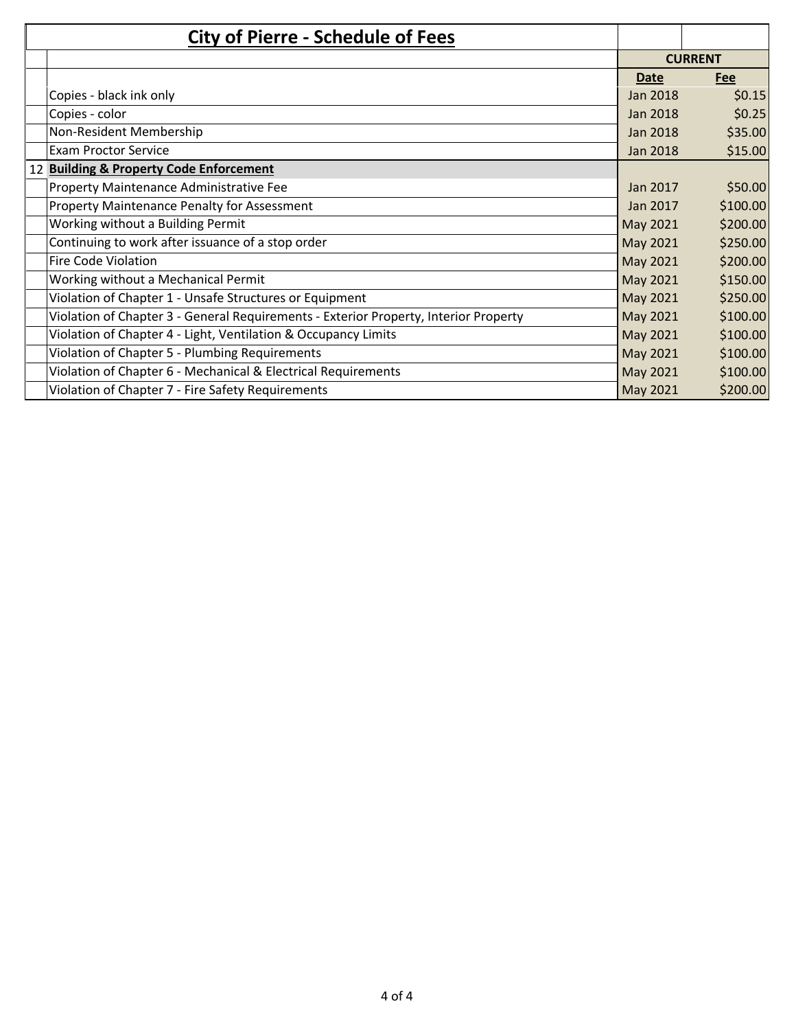# City of Pierre - Schedule of Fees

| | | CURRENT | |
|---|---|---|---|
| | | **Date** | **Fee** |
| | Copies - black ink only | Jan 2018 | $0.15 |
| | Copies - color | Jan 2018 | $0.25 |
| | Non-Resident Membership | Jan 2018 | $35.00 |
| | Exam Proctor Service | Jan 2018 | $15.00 |
| 12 | **Building & Property Code Enforcement** | | |
| | Property Maintenance Administrative Fee | Jan 2017 | $50.00 |
| | Property Maintenance Penalty for Assessment | Jan 2017 | $100.00 |
| | Working without a Building Permit | May 2021 | $200.00 |
| | Continuing to work after issuance of a stop order | May 2021 | $250.00 |
| | Fire Code Violation | May 2021 | $200.00 |
| | Working without a Mechanical Permit | May 2021 | $150.00 |
| | Violation of Chapter 1 - Unsafe Structures or Equipment | May 2021 | $250.00 |
| | Violation of Chapter 3 - General Requirements - Exterior Property, Interior Property | May 2021 | $100.00 |
| | Violation of Chapter 4 - Light, Ventilation & Occupancy Limits | May 2021 | $100.00 |
| | Violation of Chapter 5 - Plumbing Requirements | May 2021 | $100.00 |
| | Violation of Chapter 6 - Mechanical & Electrical Requirements | May 2021 | $100.00 |
| | Violation of Chapter 7 - Fire Safety Requirements | May 2021 | $200.00 |